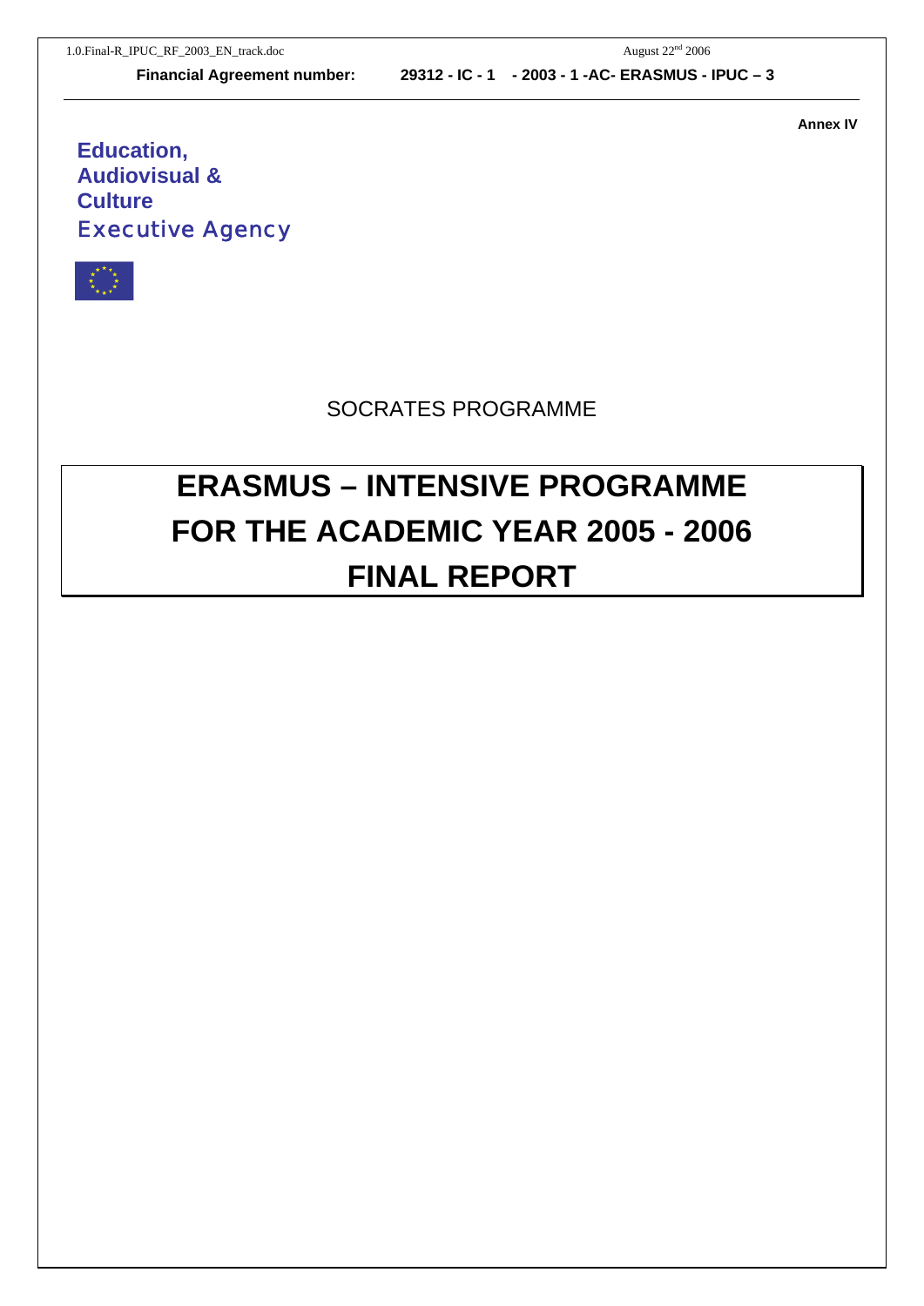**Financial Agreement number:** 29312 - IC - 1 - 2003 - 1 -AC- ERASMUS - IPUC – 3

**Annex IV**

**Education, Audiovisual & Culture**
**Executive Agency**

SOCRATES PROGRAMME

# ERASMUS – INTENSIVE PROGRAMME FOR THE ACADEMIC YEAR 2005 - 2006 FINAL REPORT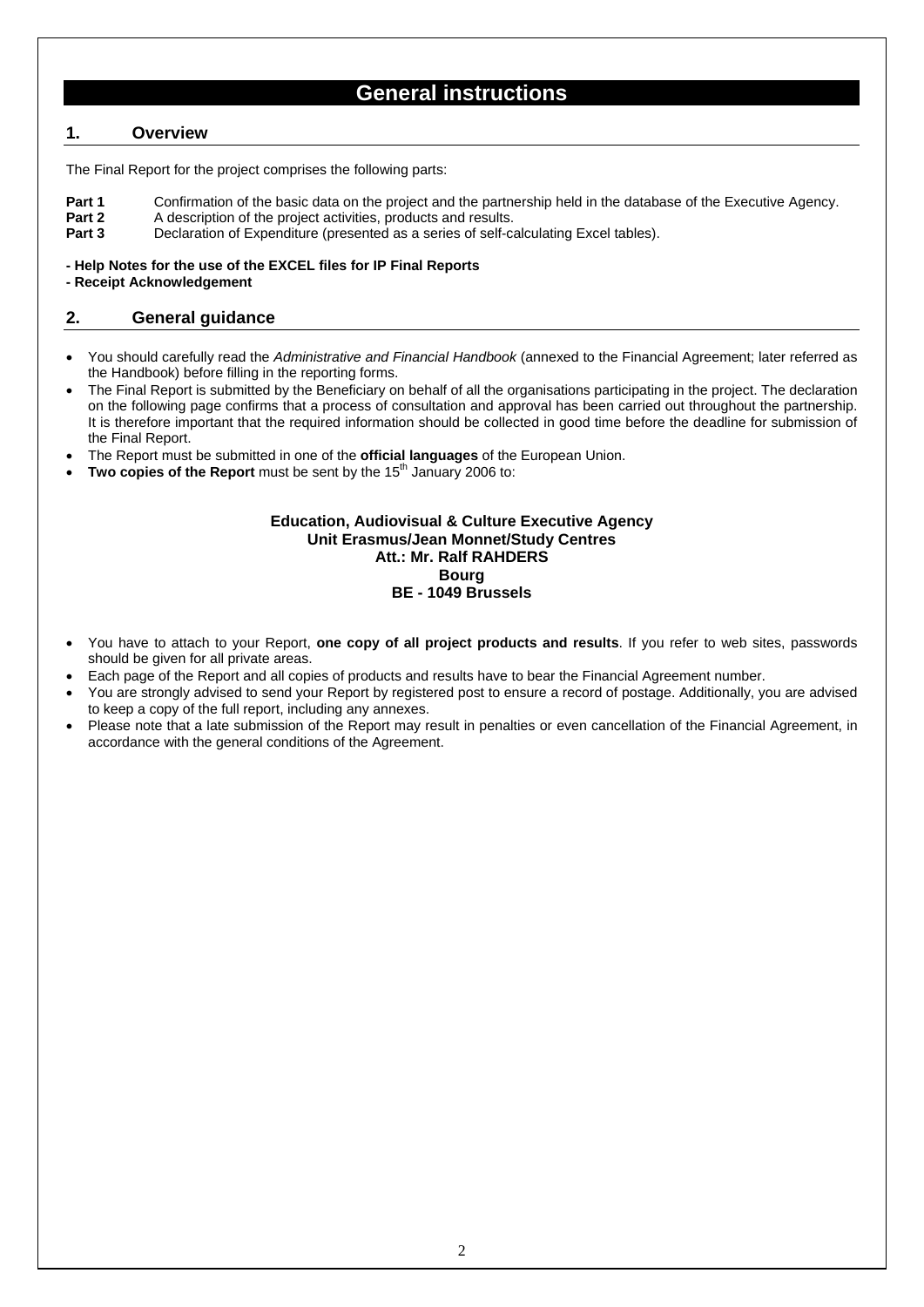# General instructions

## 1. Overview

The Final Report for the project comprises the following parts:

**Part 1** Confirmation of the basic data on the project and the partnership held in the database of the Executive Agency.
**Part 2** A description of the project activities, products and results.
**Part 3** Declaration of Expenditure (presented as a series of self-calculating Excel tables).

**- Help Notes for the use of the EXCEL files for IP Final Reports**
**- Receipt Acknowledgement**

## 2. General guidance

- You should carefully read the *Administrative and Financial Handbook* (annexed to the Financial Agreement; later referred as the Handbook) before filling in the reporting forms.
- The Final Report is submitted by the Beneficiary on behalf of all the organisations participating in the project. The declaration on the following page confirms that a process of consultation and approval has been carried out throughout the partnership. It is therefore important that the required information should be collected in good time before the deadline for submission of the Final Report.
- The Report must be submitted in one of the **official languages** of the European Union.
- **Two copies of the Report** must be sent by the 15th January 2006 to:

**Education, Audiovisual & Culture Executive Agency**
**Unit Erasmus/Jean Monnet/Study Centres**
**Att.: Mr. Ralf RAHDERS**
**Bourg**
**BE - 1049 Brussels**

- You have to attach to your Report, **one copy of all project products and results**. If you refer to web sites, passwords should be given for all private areas.
- Each page of the Report and all copies of products and results have to bear the Financial Agreement number.
- You are strongly advised to send your Report by registered post to ensure a record of postage. Additionally, you are advised to keep a copy of the full report, including any annexes.
- Please note that a late submission of the Report may result in penalties or even cancellation of the Financial Agreement, in accordance with the general conditions of the Agreement.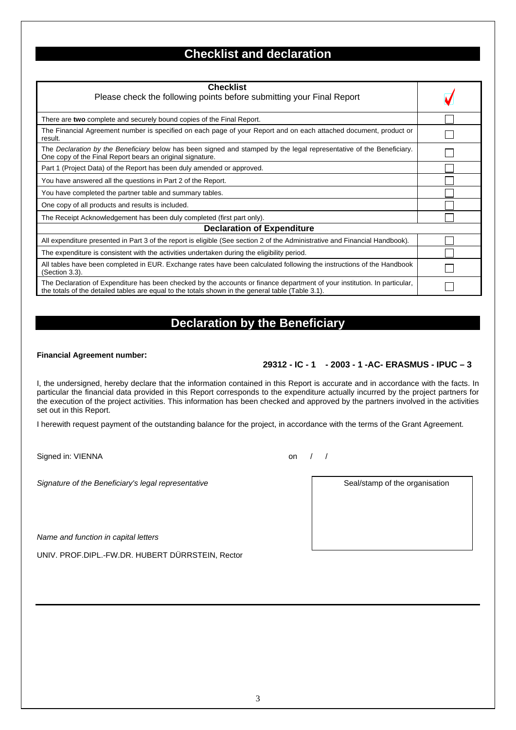# Checklist and declaration

| **Checklist**<br>Please check the following points before submitting your Final Report | ✓ |
|---|---|
| There are **two** complete and securely bound copies of the Final Report. | ☐ |
| The Financial Agreement number is specified on each page of your Report and on each attached document, product or result. | ☐ |
| The *Declaration by the Beneficiary* below has been signed and stamped by the legal representative of the Beneficiary. One copy of the Final Report bears an original signature. | ☐ |
| Part 1 (Project Data) of the Report has been duly amended or approved. | ☐ |
| You have answered all the questions in Part 2 of the Report. | ☐ |
| You have completed the partner table and summary tables. | ☐ |
| One copy of all products and results is included. | ☐ |
| The Receipt Acknowledgement has been duly completed (first part only). | ☐ |
| **Declaration of Expenditure** | |
| All expenditure presented in Part 3 of the report is eligible (See section 2 of the Administrative and Financial Handbook). | ☐ |
| The expenditure is consistent with the activities undertaken during the eligibility period. | ☐ |
| All tables have been completed in EUR. Exchange rates have been calculated following the instructions of the Handbook (Section 3.3). | ☐ |
| The Declaration of Expenditure has been checked by the accounts or finance department of your institution. In particular, the totals of the detailed tables are equal to the totals shown in the general table (Table 3.1). | ☐ |

# Declaration by the Beneficiary

**Financial Agreement number:**

**29312 - IC - 1 - 2003 - 1 -AC- ERASMUS - IPUC – 3**

I, the undersigned, hereby declare that the information contained in this Report is accurate and in accordance with the facts. In particular the financial data provided in this Report corresponds to the expenditure actually incurred by the project partners for the execution of the project activities. This information has been checked and approved by the partners involved in the activities set out in this Report.

I herewith request payment of the outstanding balance for the project, in accordance with the terms of the Grant Agreement.

Signed in: VIENNA on / /

*Signature of the Beneficiary's legal representative*

Seal/stamp of the organisation

*Name and function in capital letters*

UNIV. PROF.DIPL.-FW.DR. HUBERT DÜRRSTEIN, Rector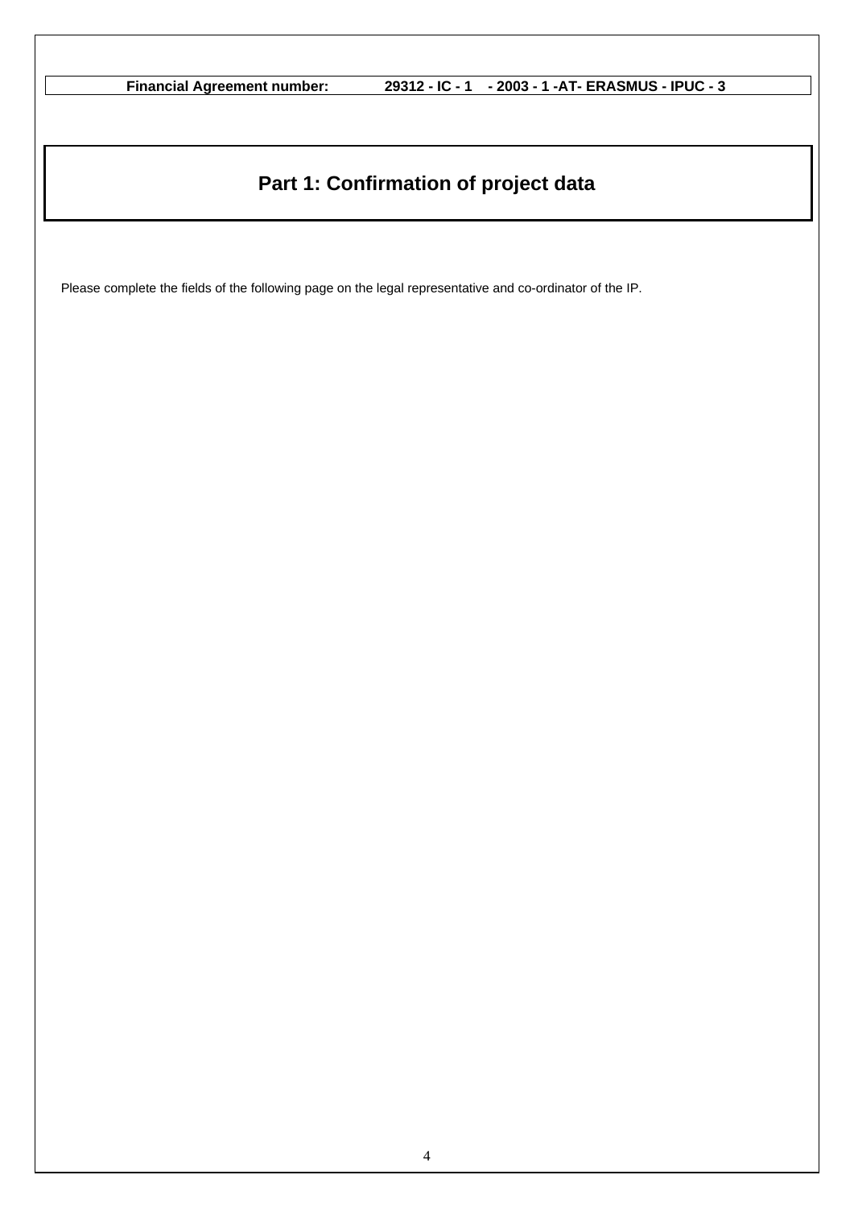**Financial Agreement number: 29312 - IC - 1 - 2003 - 1 -AT- ERASMUS - IPUC - 3**

# Part 1: Confirmation of project data

Please complete the fields of the following page on the legal representative and co-ordinator of the IP.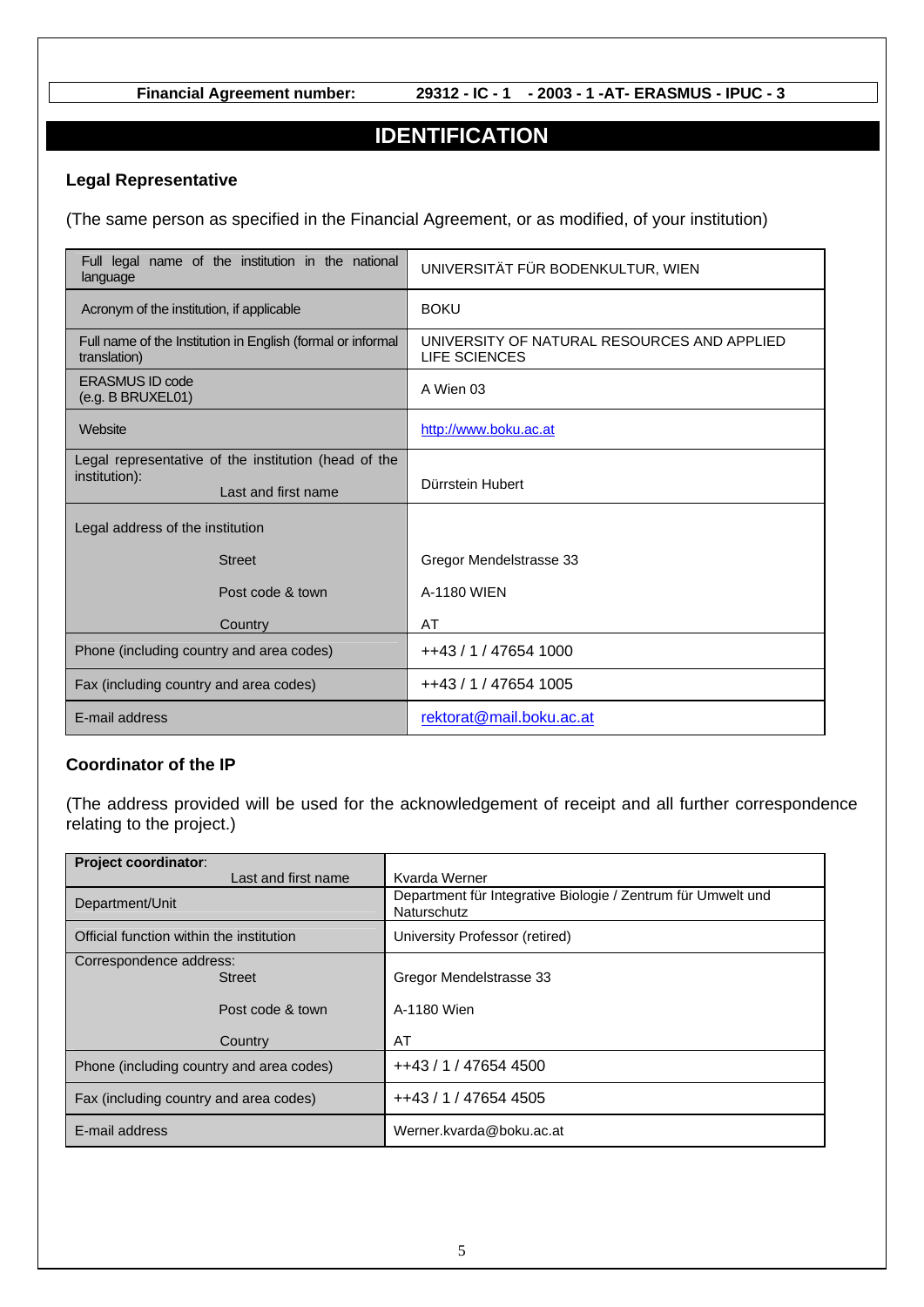**Financial Agreement number:** 29312 - IC - 1 - 2003 - 1 -AT- ERASMUS - IPUC - 3

# IDENTIFICATION

### Legal Representative

(The same person as specified in the Financial Agreement, or as modified, of your institution)

| | |
|---|---|
| Full legal name of the institution in the national language | UNIVERSITÄT FÜR BODENKULTUR, WIEN |
| Acronym of the institution, if applicable | BOKU |
| Full name of the Institution in English (formal or informal translation) | UNIVERSITY OF NATURAL RESOURCES AND APPLIED LIFE SCIENCES |
| ERASMUS ID code (e.g. B BRUXEL01) | A Wien 03 |
| Website | http://www.boku.ac.at |
| Legal representative of the institution (head of the institution): Last and first name | Dürrstein Hubert |
| Legal address of the institution | |
| Street | Gregor Mendelstrasse 33 |
| Post code & town | A-1180 WIEN |
| Country | AT |
| Phone (including country and area codes) | ++43 / 1 / 47654 1000 |
| Fax (including country and area codes) | ++43 / 1 / 47654 1005 |
| E-mail address | rektorat@mail.boku.ac.at |

### Coordinator of the IP

(The address provided will be used for the acknowledgement of receipt and all further correspondence relating to the project.)

| | |
|---|---|
| **Project coordinator**: Last and first name | Kvarda Werner |
| Department/Unit | Department für Integrative Biologie / Zentrum für Umwelt und Naturschutz |
| Official function within the institution | University Professor (retired) |
| Correspondence address: Street | Gregor Mendelstrasse 33 |
| Post code & town | A-1180 Wien |
| Country | AT |
| Phone (including country and area codes) | ++43 / 1 / 47654 4500 |
| Fax (including country and area codes) | ++43 / 1 / 47654 4505 |
| E-mail address | Werner.kvarda@boku.ac.at |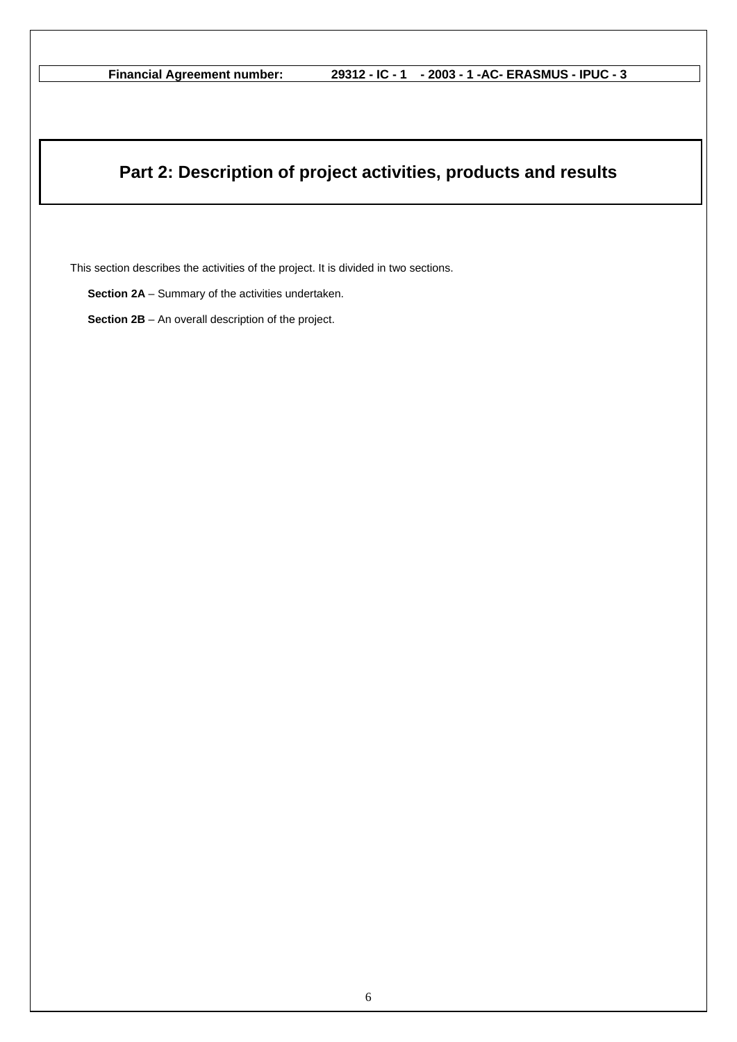**Financial Agreement number:** **29312 - IC - 1 - 2003 - 1 -AC- ERASMUS - IPUC - 3**

# Part 2: Description of project activities, products and results

This section describes the activities of the project. It is divided in two sections.

**Section 2A** – Summary of the activities undertaken.

**Section 2B** – An overall description of the project.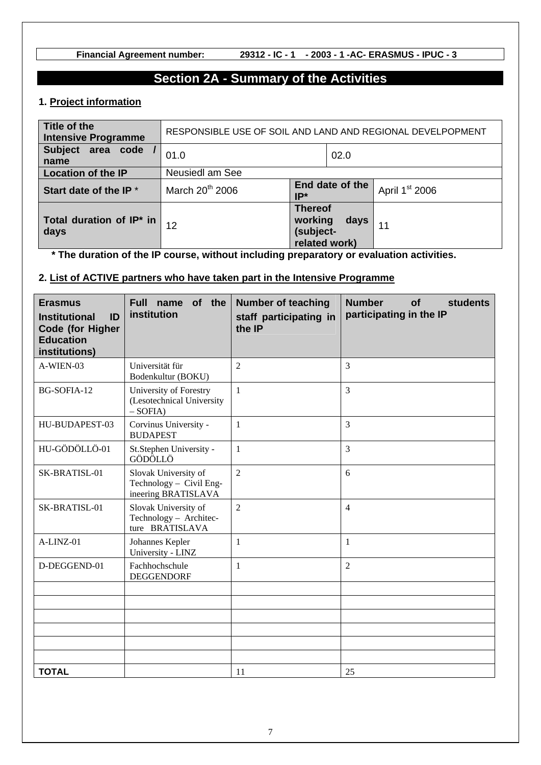**Financial Agreement number: 29312 - IC - 1 - 2003 - 1 -AC- ERASMUS - IPUC - 3**

# Section 2A - Summary of the Activities

## 1. Project information

| Title of the Intensive Programme | RESPONSIBLE USE OF SOIL AND LAND AND REGIONAL DEVELPOPMENT | | |
|---|---|---|---|
| Subject area code / name | 01.0 | 02.0 | |
| Location of the IP | Neusiedl am See | | |
| Start date of the IP * | March 20th 2006 | End date of the IP* | April 1st 2006 |
| Total duration of IP* in days | 12 | Thereof working days (subject-related work) | 11 |

**\* The duration of the IP course, without including preparatory or evaluation activities.**

## 2. List of ACTIVE partners who have taken part in the Intensive Programme

| Erasmus Institutional ID Code (for Higher Education institutions) | Full name of the institution | Number of teaching staff participating in the IP | Number of students participating in the IP |
|---|---|---|---|
| A-WIEN-03 | Universität für Bodenkultur (BOKU) | 2 | 3 |
| BG-SOFIA-12 | University of Forestry (Lesotechnical University – SOFIA) | 1 | 3 |
| HU-BUDAPEST-03 | Corvinus University - BUDAPEST | 1 | 3 |
| HU-GÖDÖLLÖ-01 | St.Stephen University - GÖDÖLLÖ | 1 | 3 |
| SK-BRATISL-01 | Slovak University of Technology – Civil Engineering BRATISLAVA | 2 | 6 |
| SK-BRATISL-01 | Slovak University of Technology – Architecture BRATISLAVA | 2 | 4 |
| A-LINZ-01 | Johannes Kepler University - LINZ | 1 | 1 |
| D-DEGGEND-01 | Fachhochschule DEGGENDORF | 1 | 2 |
| | | | |
| | | | |
| | | | |
| | | | |
| | | | |
| | | | |
| **TOTAL** | | 11 | 25 |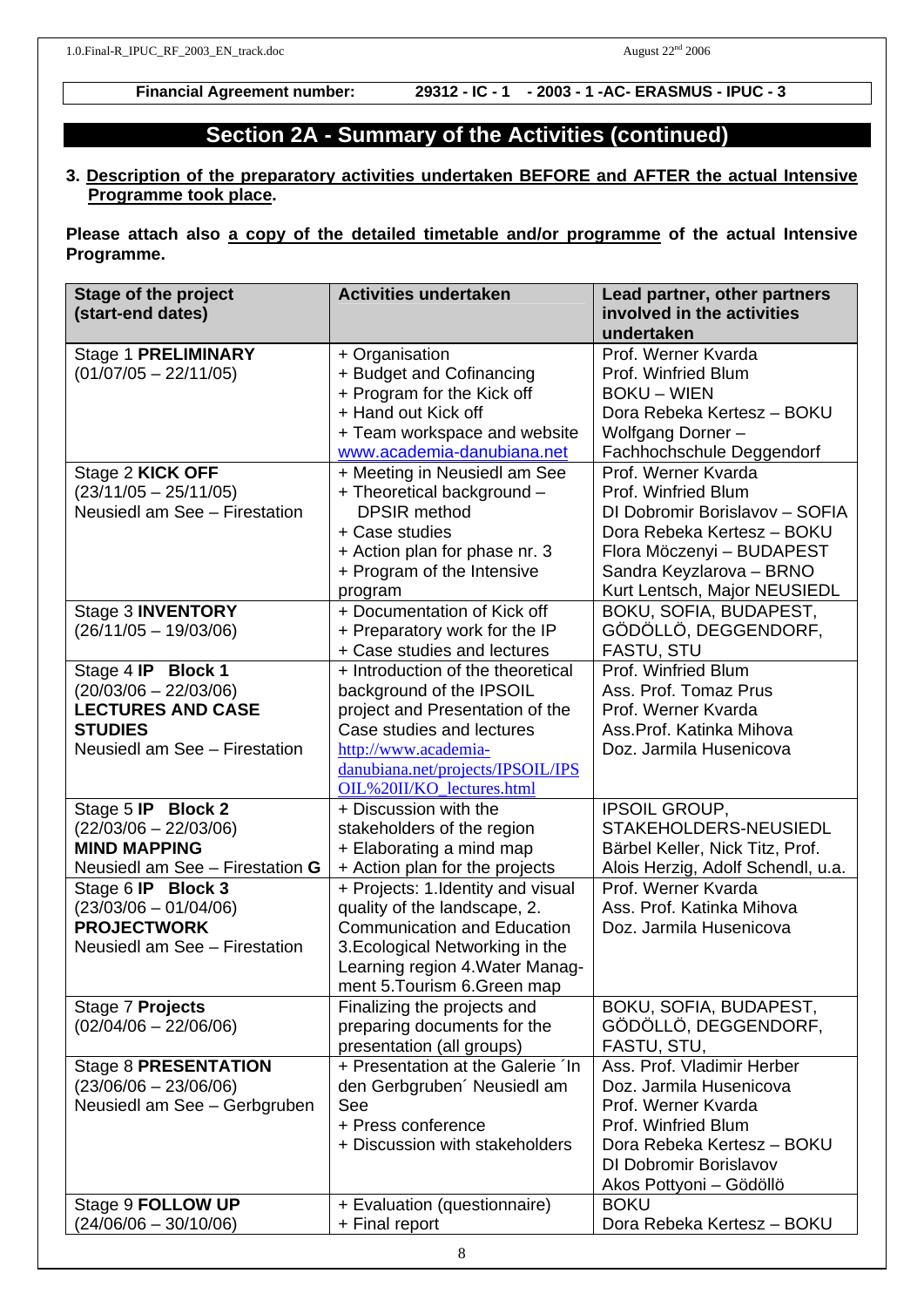**Financial Agreement number: 29312 - IC - 1 - 2003 - 1 -AC- ERASMUS - IPUC - 3**

## Section 2A - Summary of the Activities (continued)

**3. Description of the preparatory activities undertaken BEFORE and AFTER the actual Intensive Programme took place.**

**Please attach also a copy of the detailed timetable and/or programme of the actual Intensive Programme.**

| Stage of the project (start-end dates) | Activities undertaken | Lead partner, other partners involved in the activities undertaken |
|---|---|---|
| Stage 1 **PRELIMINARY** (01/07/05 – 22/11/05) | + Organisation<br>+ Budget and Cofinancing<br>+ Program for the Kick off<br>+ Hand out Kick off<br>+ Team workspace and website www.academia-danubiana.net | Prof. Werner Kvarda<br>Prof. Winfried Blum<br>BOKU – WIEN<br>Dora Rebeka Kertesz – BOKU<br>Wolfgang Dorner – Fachhochschule Deggendorf |
| Stage 2 **KICK OFF** (23/11/05 – 25/11/05) Neusiedl am See – Firestation | + Meeting in Neusiedl am See<br>+ Theoretical background – DPSIR method<br>+ Case studies<br>+ Action plan for phase nr. 3<br>+ Program of the Intensive program | Prof. Werner Kvarda<br>Prof. Winfried Blum<br>DI Dobromir Borislavov – SOFIA<br>Dora Rebeka Kertesz – BOKU<br>Flora Möczenyi – BUDAPEST<br>Sandra Keyzlarova – BRNO<br>Kurt Lentsch, Major NEUSIEDL |
| Stage 3 **INVENTORY** (26/11/05 – 19/03/06) | + Documentation of Kick off<br>+ Preparatory work for the IP<br>+ Case studies and lectures | BOKU, SOFIA, BUDAPEST, GÖDÖLLÖ, DEGGENDORF, FASTU, STU |
| Stage 4 **IP Block 1** (20/03/06 – 22/03/06) **LECTURES AND CASE STUDIES** Neusiedl am See – Firestation | + Introduction of the theoretical background of the IPSOIL project and Presentation of the Case studies and lectures http://www.academia-danubiana.net/projects/IPSOIL/IPSOIL%20II/KO_lectures.html | Prof. Winfried Blum<br>Ass. Prof. Tomaz Prus<br>Prof. Werner Kvarda<br>Ass.Prof. Katinka Mihova<br>Doz. Jarmila Husenicova |
| Stage 5 **IP Block 2** (22/03/06 – 22/03/06) **MIND MAPPING** Neusiedl am See – Firestation **G** | + Discussion with the stakeholders of the region<br>+ Elaborating a mind map<br>+ Action plan for the projects | IPSOIL GROUP, STAKEHOLDERS-NEUSIEDL<br>Bärbel Keller, Nick Titz, Prof. Alois Herzig, Adolf Schendl, u.a. |
| Stage 6 **IP Block 3** (23/03/06 – 01/04/06) **PROJECTWORK** Neusiedl am See – Firestation | + Projects: 1.Identity and visual quality of the landscape, 2. Communication and Education 3.Ecological Networking in the Learning region 4.Water Management 5.Tourism 6.Green map | Prof. Werner Kvarda<br>Ass. Prof. Katinka Mihova<br>Doz. Jarmila Husenicova |
| Stage 7 **Projects** (02/04/06 – 22/06/06) | Finalizing the projects and preparing documents for the presentation (all groups) | BOKU, SOFIA, BUDAPEST, GÖDÖLLÖ, DEGGENDORF, FASTU, STU, |
| Stage 8 **PRESENTATION** (23/06/06 – 23/06/06) Neusiedl am See – Gerbgruben | + Presentation at the Galerie ´In den Gerbgruben´ Neusiedl am See<br>+ Press conference<br>+ Discussion with stakeholders | Ass. Prof. Vladimir Herber<br>Doz. Jarmila Husenicova<br>Prof. Werner Kvarda<br>Prof. Winfried Blum<br>Dora Rebeka Kertesz – BOKU<br>DI Dobromir Borislavov<br>Akos Pottyoni – Gödöllö |
| Stage 9 **FOLLOW UP** (24/06/06 – 30/10/06) | + Evaluation (questionnaire)<br>+ Final report | BOKU<br>Dora Rebeka Kertesz – BOKU |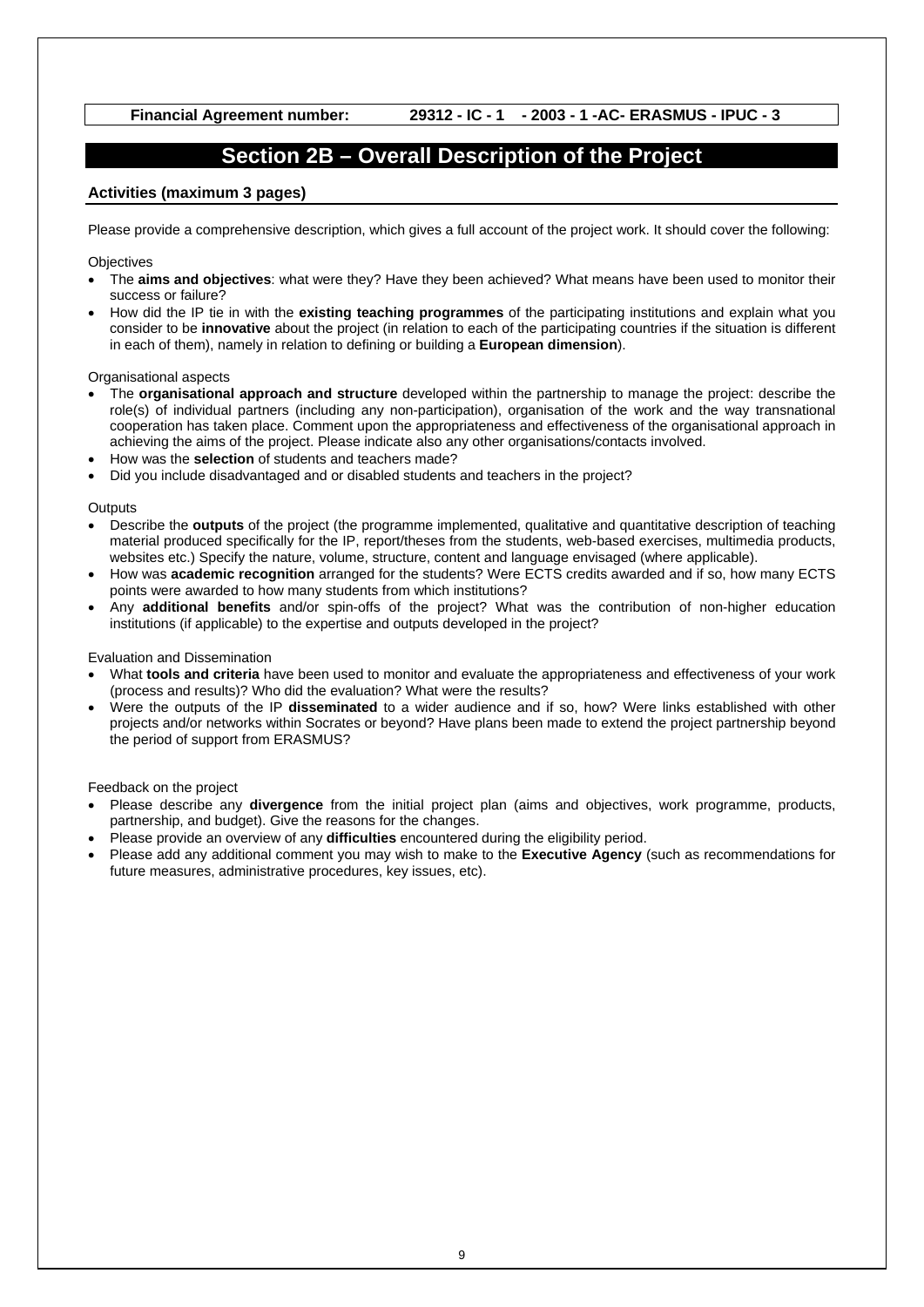**Financial Agreement number: 29312 - IC - 1 - 2003 - 1 -AC- ERASMUS - IPUC - 3**

# Section 2B – Overall Description of the Project

## Activities (maximum 3 pages)

Please provide a comprehensive description, which gives a full account of the project work. It should cover the following:

Objectives

- The **aims and objectives**: what were they? Have they been achieved? What means have been used to monitor their success or failure?
- How did the IP tie in with the **existing teaching programmes** of the participating institutions and explain what you consider to be **innovative** about the project (in relation to each of the participating countries if the situation is different in each of them), namely in relation to defining or building a **European dimension**).

Organisational aspects

- The **organisational approach and structure** developed within the partnership to manage the project: describe the role(s) of individual partners (including any non-participation), organisation of the work and the way transnational cooperation has taken place. Comment upon the appropriateness and effectiveness of the organisational approach in achieving the aims of the project. Please indicate also any other organisations/contacts involved.
- How was the **selection** of students and teachers made?
- Did you include disadvantaged and or disabled students and teachers in the project?

Outputs

- Describe the **outputs** of the project (the programme implemented, qualitative and quantitative description of teaching material produced specifically for the IP, report/theses from the students, web-based exercises, multimedia products, websites etc.) Specify the nature, volume, structure, content and language envisaged (where applicable).
- How was **academic recognition** arranged for the students? Were ECTS credits awarded and if so, how many ECTS points were awarded to how many students from which institutions?
- Any **additional benefits** and/or spin-offs of the project? What was the contribution of non-higher education institutions (if applicable) to the expertise and outputs developed in the project?

Evaluation and Dissemination

- What **tools and criteria** have been used to monitor and evaluate the appropriateness and effectiveness of your work (process and results)? Who did the evaluation? What were the results?
- Were the outputs of the IP **disseminated** to a wider audience and if so, how? Were links established with other projects and/or networks within Socrates or beyond? Have plans been made to extend the project partnership beyond the period of support from ERASMUS?

Feedback on the project

- Please describe any **divergence** from the initial project plan (aims and objectives, work programme, products, partnership, and budget). Give the reasons for the changes.
- Please provide an overview of any **difficulties** encountered during the eligibility period.
- Please add any additional comment you may wish to make to the **Executive Agency** (such as recommendations for future measures, administrative procedures, key issues, etc).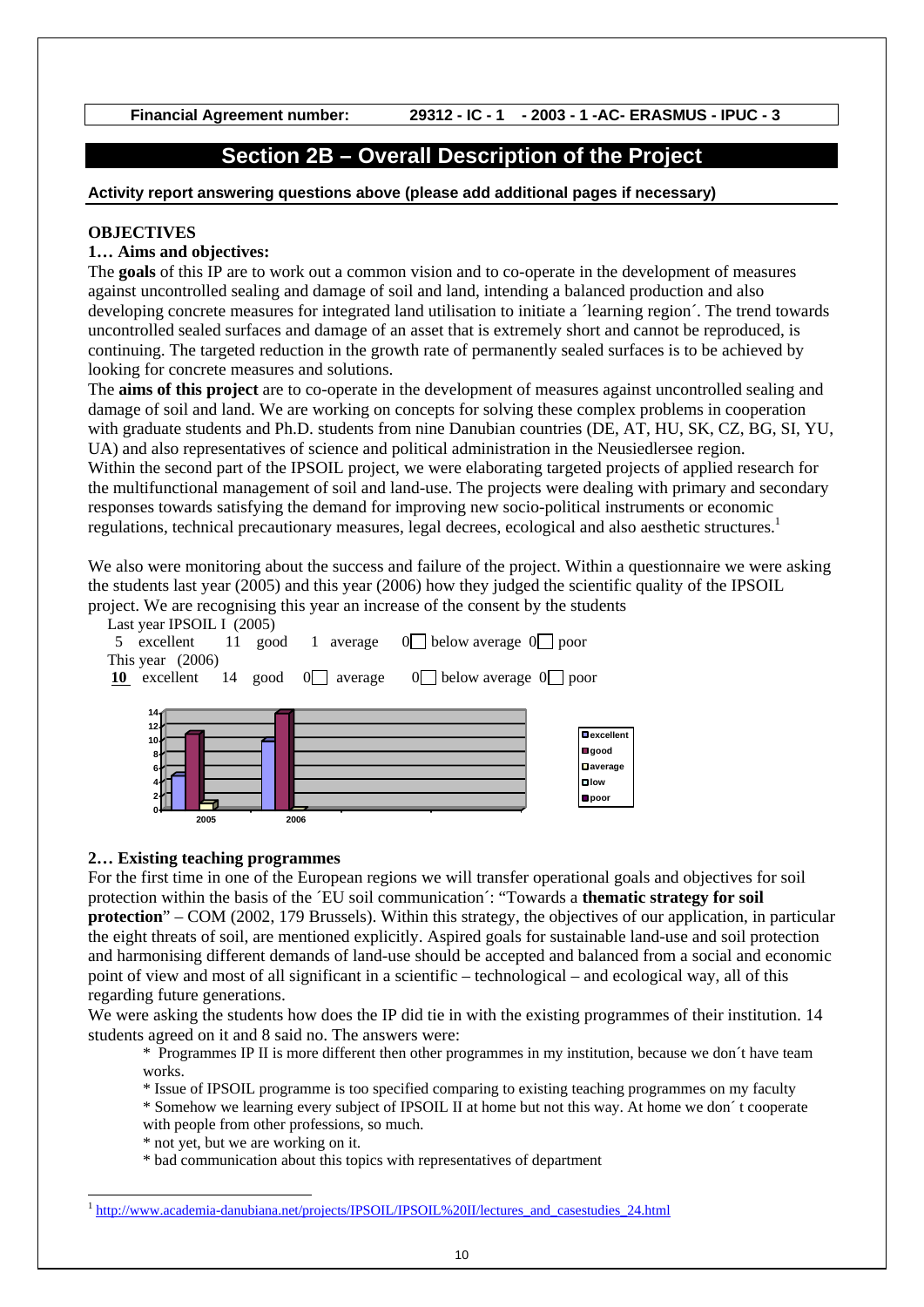**Financial Agreement number: 29312 - IC - 1 - 2003 - 1 -AC- ERASMUS - IPUC - 3**

# Section 2B – Overall Description of the Project

**Activity report answering questions above (please add additional pages if necessary)**

**OBJECTIVES**

**1… Aims and objectives:**

The **goals** of this IP are to work out a common vision and to co-operate in the development of measures against uncontrolled sealing and damage of soil and land, intending a balanced production and also developing concrete measures for integrated land utilisation to initiate a ´learning region´. The trend towards uncontrolled sealed surfaces and damage of an asset that is extremely short and cannot be reproduced, is continuing. The targeted reduction in the growth rate of permanently sealed surfaces is to be achieved by looking for concrete measures and solutions.

The **aims of this project** are to co-operate in the development of measures against uncontrolled sealing and damage of soil and land. We are working on concepts for solving these complex problems in cooperation with graduate students and Ph.D. students from nine Danubian countries (DE, AT, HU, SK, CZ, BG, SI, YU, UA) and also representatives of science and political administration in the Neusiedlersee region.

Within the second part of the IPSOIL project, we were elaborating targeted projects of applied research for the multifunctional management of soil and land-use. The projects were dealing with primary and secondary responses towards satisfying the demand for improving new socio-political instruments or economic regulations, technical precautionary measures, legal decrees, ecological and also aesthetic structures.[1]

We also were monitoring about the success and failure of the project. Within a questionnaire we were asking the students last year (2005) and this year (2006) how they judged the scientific quality of the IPSOIL project. We are recognising this year an increase of the consent by the students

Last year IPSOIL I (2005)

5 excellent 11 good 1 average 0☐ below average 0☐ poor

This year (2006)

**10** excellent 14 good 0☐ average 0☐ below average 0☐ poor

| | excellent | good | average | low | poor |
|---|---|---|---|---|---|
| 2005 | 5 | 11 | 1 | 0 | 0 |
| 2006 | 10 | 14 | 0 | 0 | 0 |

**2… Existing teaching programmes**

For the first time in one of the European regions we will transfer operational goals and objectives for soil protection within the basis of the ´EU soil communication´: "Towards a **thematic strategy for soil protection**" – COM (2002, 179 Brussels). Within this strategy, the objectives of our application, in particular the eight threats of soil, are mentioned explicitly. Aspired goals for sustainable land-use and soil protection and harmonising different demands of land-use should be accepted and balanced from a social and economic point of view and most of all significant in a scientific – technological – and ecological way, all of this regarding future generations.

We were asking the students how does the IP did tie in with the existing programmes of their institution. 14 students agreed on it and 8 said no. The answers were:

* Programmes IP II is more different then other programmes in my institution, because we don´t have team works.
* Issue of IPSOIL programme is too specified comparing to existing teaching programmes on my faculty
* Somehow we learning every subject of IPSOIL II at home but not this way. At home we don´ t cooperate with people from other professions, so much.
* not yet, but we are working on it.
* bad communication about this topics with representatives of department

[1] http://www.academia-danubiana.net/projects/IPSOIL/IPSOIL%20II/lectures_and_casestudies_24.html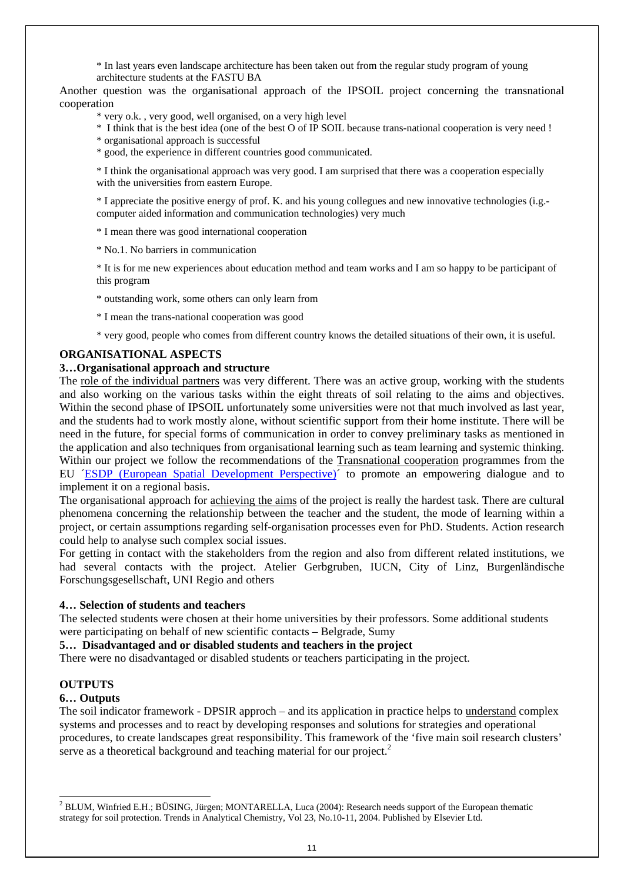* In last years even landscape architecture has been taken out from the regular study program of young architecture students at the FASTU BA

Another question was the organisational approach of the IPSOIL project concerning the transnational cooperation

* very o.k. , very good, well organised, on a very high level
* I think that is the best idea (one of the best O of IP SOIL because trans-national cooperation is very need !
* organisational approach is successful
* good, the experience in different countries good communicated.
* I think the organisational approach was very good. I am surprised that there was a cooperation especially with the universities from eastern Europe.
* I appreciate the positive energy of prof. K. and his young collegues and new innovative technologies (i.g.- computer aided information and communication technologies) very much
* I mean there was good international cooperation
* No.1. No barriers in communication
* It is for me new experiences about education method and team works and I am so happy to be participant of this program
* outstanding work, some others can only learn from
* I mean the trans-national cooperation was good
* very good, people who comes from different country knows the detailed situations of their own, it is useful.

## ORGANISATIONAL ASPECTS

### 3…Organisational approach and structure

The role of the individual partners was very different. There was an active group, working with the students and also working on the various tasks within the eight threats of soil relating to the aims and objectives. Within the second phase of IPSOIL unfortunately some universities were not that much involved as last year, and the students had to work mostly alone, without scientific support from their home institute. There will be need in the future, for special forms of communication in order to convey preliminary tasks as mentioned in the application and also techniques from organisational learning such as team learning and systemic thinking. Within our project we follow the recommendations of the Transnational cooperation programmes from the EU ´ESDP (European Spatial Development Perspective)´ to promote an empowering dialogue and to implement it on a regional basis.

The organisational approach for achieving the aims of the project is really the hardest task. There are cultural phenomena concerning the relationship between the teacher and the student, the mode of learning within a project, or certain assumptions regarding self-organisation processes even for PhD. Students. Action research could help to analyse such complex social issues.

For getting in contact with the stakeholders from the region and also from different related institutions, we had several contacts with the project. Atelier Gerbgruben, IUCN, City of Linz, Burgenländische Forschungsgesellschaft, UNI Regio and others

### 4… Selection of students and teachers

The selected students were chosen at their home universities by their professors. Some additional students were participating on behalf of new scientific contacts – Belgrade, Sumy

### 5… Disadvantaged and or disabled students and teachers in the project

There were no disadvantaged or disabled students or teachers participating in the project.

## OUTPUTS

### 6… Outputs

The soil indicator framework - DPSIR approch – and its application in practice helps to understand complex systems and processes and to react by developing responses and solutions for strategies and operational procedures, to create landscapes great responsibility. This framework of the 'five main soil research clusters' serve as a theoretical background and teaching material for our project.[2]

[2] BLUM, Winfried E.H.; BÜSING, Jürgen; MONTARELLA, Luca (2004): Research needs support of the European thematic strategy for soil protection. Trends in Analytical Chemistry, Vol 23, No.10-11, 2004. Published by Elsevier Ltd.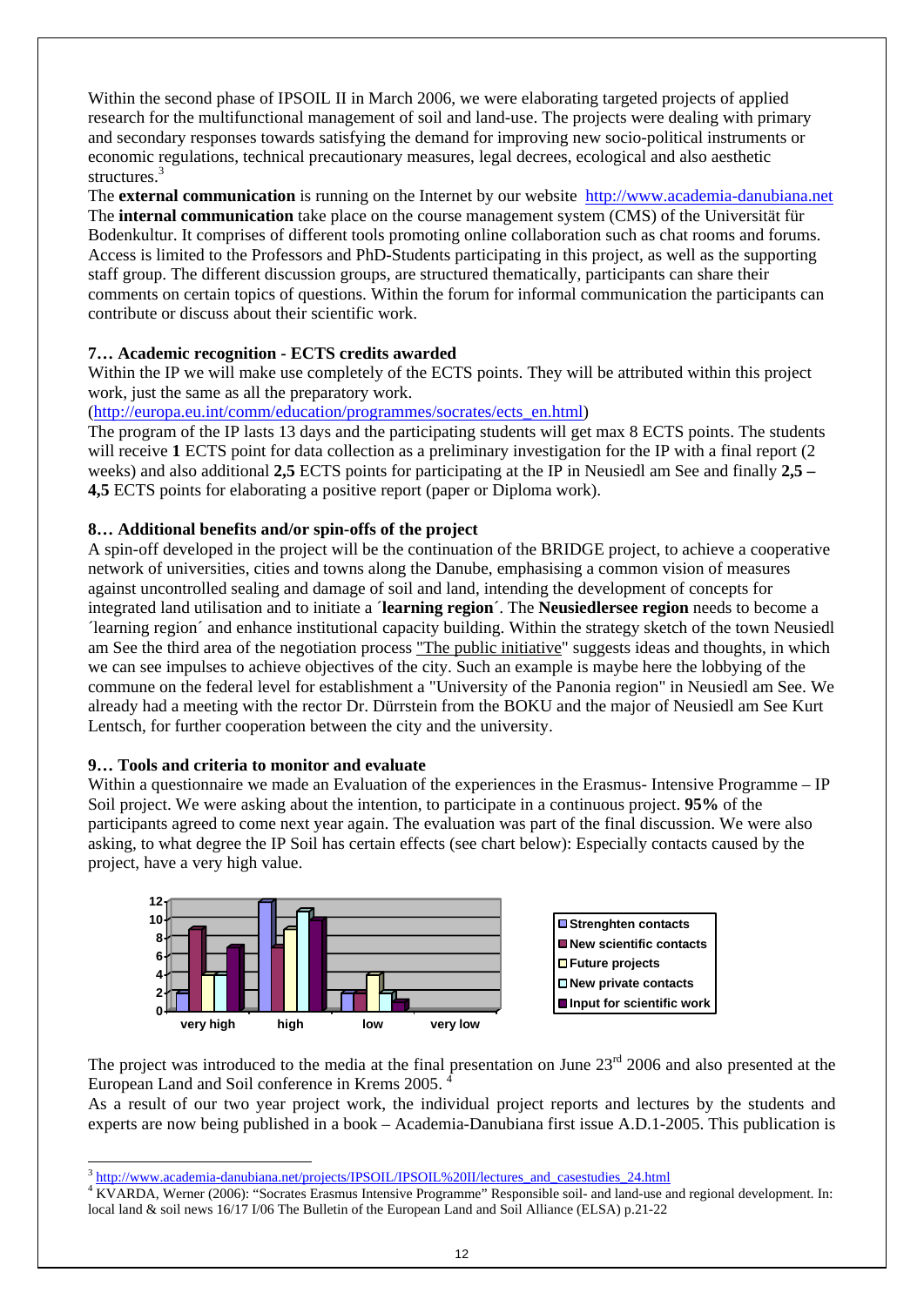Within the second phase of IPSOIL II in March 2006, we were elaborating targeted projects of applied research for the multifunctional management of soil and land-use. The projects were dealing with primary and secondary responses towards satisfying the demand for improving new socio-political instruments or economic regulations, technical precautionary measures, legal decrees, ecological and also aesthetic structures.[3]

The **external communication** is running on the Internet by our website http://www.academia-danubiana.net

The **internal communication** take place on the course management system (CMS) of the Universität für Bodenkultur. It comprises of different tools promoting online collaboration such as chat rooms and forums. Access is limited to the Professors and PhD-Students participating in this project, as well as the supporting staff group. The different discussion groups, are structured thematically, participants can share their comments on certain topics of questions. Within the forum for informal communication the participants can contribute or discuss about their scientific work.

### 7… Academic recognition - ECTS credits awarded

Within the IP we will make use completely of the ECTS points. They will be attributed within this project work, just the same as all the preparatory work.
(http://europa.eu.int/comm/education/programmes/socrates/ects_en.html)

The program of the IP lasts 13 days and the participating students will get max 8 ECTS points. The students will receive **1** ECTS point for data collection as a preliminary investigation for the IP with a final report (2 weeks) and also additional **2,5** ECTS points for participating at the IP in Neusiedl am See and finally **2,5 – 4,5** ECTS points for elaborating a positive report (paper or Diploma work).

### 8… Additional benefits and/or spin-offs of the project

A spin-off developed in the project will be the continuation of the BRIDGE project, to achieve a cooperative network of universities, cities and towns along the Danube, emphasising a common vision of measures against uncontrolled sealing and damage of soil and land, intending the development of concepts for integrated land utilisation and to initiate a **´learning region´**. The **Neusiedlersee region** needs to become a ´learning region´ and enhance institutional capacity building. Within the strategy sketch of the town Neusiedl am See the third area of the negotiation process "The public initiative" suggests ideas and thoughts, in which we can see impulses to achieve objectives of the city. Such an example is maybe here the lobbying of the commune on the federal level for establishment a "University of the Panonia region" in Neusiedl am See. We already had a meeting with the rector Dr. Dürrstein from the BOKU and the major of Neusiedl am See Kurt Lentsch, for further cooperation between the city and the university.

### 9… Tools and criteria to monitor and evaluate

Within a questionnaire we made an Evaluation of the experiences in the Erasmus- Intensive Programme – IP Soil project. We were asking about the intention, to participate in a continuous project. **95%** of the participants agreed to come next year again. The evaluation was part of the final discussion. We were also asking, to what degree the IP Soil has certain effects (see chart below): Especially contacts caused by the project, have a very high value.

| | very high | high | low | very low |
|---|---|---|---|---|
| Strenghten contacts | 2 | 12 | 2 | |
| New scientific contacts | 9 | 7 | 2 | |
| Future projects | 4 | 9 | 4 | |
| New private contacts | 4 | 11 | 2 | |
| Input for scientific work | 7 | 10 | 1 | |

The project was introduced to the media at the final presentation on June 23rd 2006 and also presented at the European Land and Soil conference in Krems 2005.[4]

As a result of our two year project work, the individual project reports and lectures by the students and experts are now being published in a book – Academia-Danubiana first issue A.D.1-2005. This publication is

[3] http://www.academia-danubiana.net/projects/IPSOIL/IPSOIL%20II/lectures_and_casestudies_24.html

[4] KVARDA, Werner (2006): "Socrates Erasmus Intensive Programme" Responsible soil- and land-use and regional development. In: local land & soil news 16/17 I/06 The Bulletin of the European Land and Soil Alliance (ELSA) p.21-22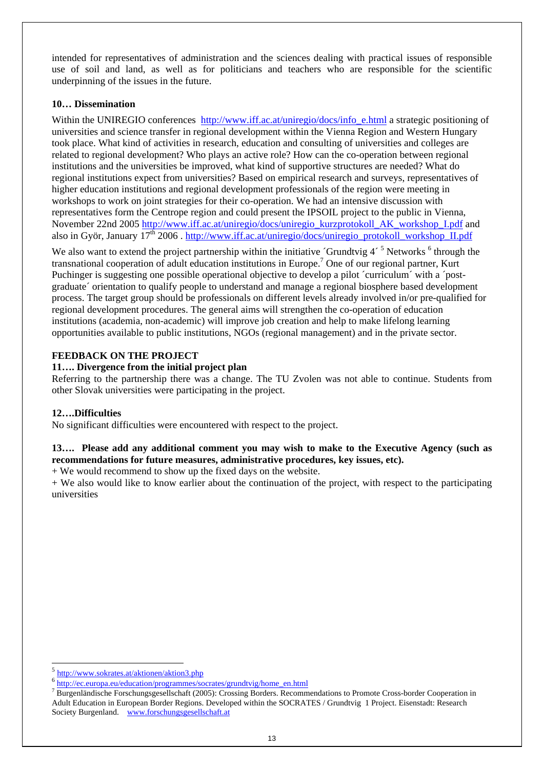intended for representatives of administration and the sciences dealing with practical issues of responsible use of soil and land, as well as for politicians and teachers who are responsible for the scientific underpinning of the issues in the future.

### 10… Dissemination

Within the UNIREGIO conferences http://www.iff.ac.at/uniregio/docs/info_e.html a strategic positioning of universities and science transfer in regional development within the Vienna Region and Western Hungary took place. What kind of activities in research, education and consulting of universities and colleges are related to regional development? Who plays an active role? How can the co-operation between regional institutions and the universities be improved, what kind of supportive structures are needed? What do regional institutions expect from universities? Based on empirical research and surveys, representatives of higher education institutions and regional development professionals of the region were meeting in workshops to work on joint strategies for their co-operation. We had an intensive discussion with representatives form the Centrope region and could present the IPSOIL project to the public in Vienna, November 22nd 2005 http://www.iff.ac.at/uniregio/docs/uniregio_kurzprotokoll_AK_workshop_I.pdf and also in Györ, January 17th 2006 . http://www.iff.ac.at/uniregio/docs/uniregio_protokoll_workshop_II.pdf

We also want to extend the project partnership within the initiative ´Grundtvig 4´ [5] Networks [6] through the transnational cooperation of adult education institutions in Europe.[7] One of our regional partner, Kurt Puchinger is suggesting one possible operational objective to develop a pilot ´curriculum´ with a ´post-graduate´ orientation to qualify people to understand and manage a regional biosphere based development process. The target group should be professionals on different levels already involved in/or pre-qualified for regional development procedures. The general aims will strengthen the co-operation of education institutions (academia, non-academic) will improve job creation and help to make lifelong learning opportunities available to public institutions, NGOs (regional management) and in the private sector.

## FEEDBACK ON THE PROJECT

### 11…. Divergence from the initial project plan

Referring to the partnership there was a change. The TU Zvolen was not able to continue. Students from other Slovak universities were participating in the project.

### 12….Difficulties

No significant difficulties were encountered with respect to the project.

### 13…. Please add any additional comment you may wish to make to the Executive Agency (such as recommendations for future measures, administrative procedures, key issues, etc).

+ We would recommend to show up the fixed days on the website.

+ We also would like to know earlier about the continuation of the project, with respect to the participating universities

---

[5] http://www.sokrates.at/aktionen/aktion3.php

[6] http://ec.europa.eu/education/programmes/socrates/grundtvig/home_en.html

[7] Burgenländische Forschungsgesellschaft (2005): Crossing Borders. Recommendations to Promote Cross-border Cooperation in Adult Education in European Border Regions. Developed within the SOCRATES / Grundtvig 1 Project. Eisenstadt: Research Society Burgenland. www.forschungsgesellschaft.at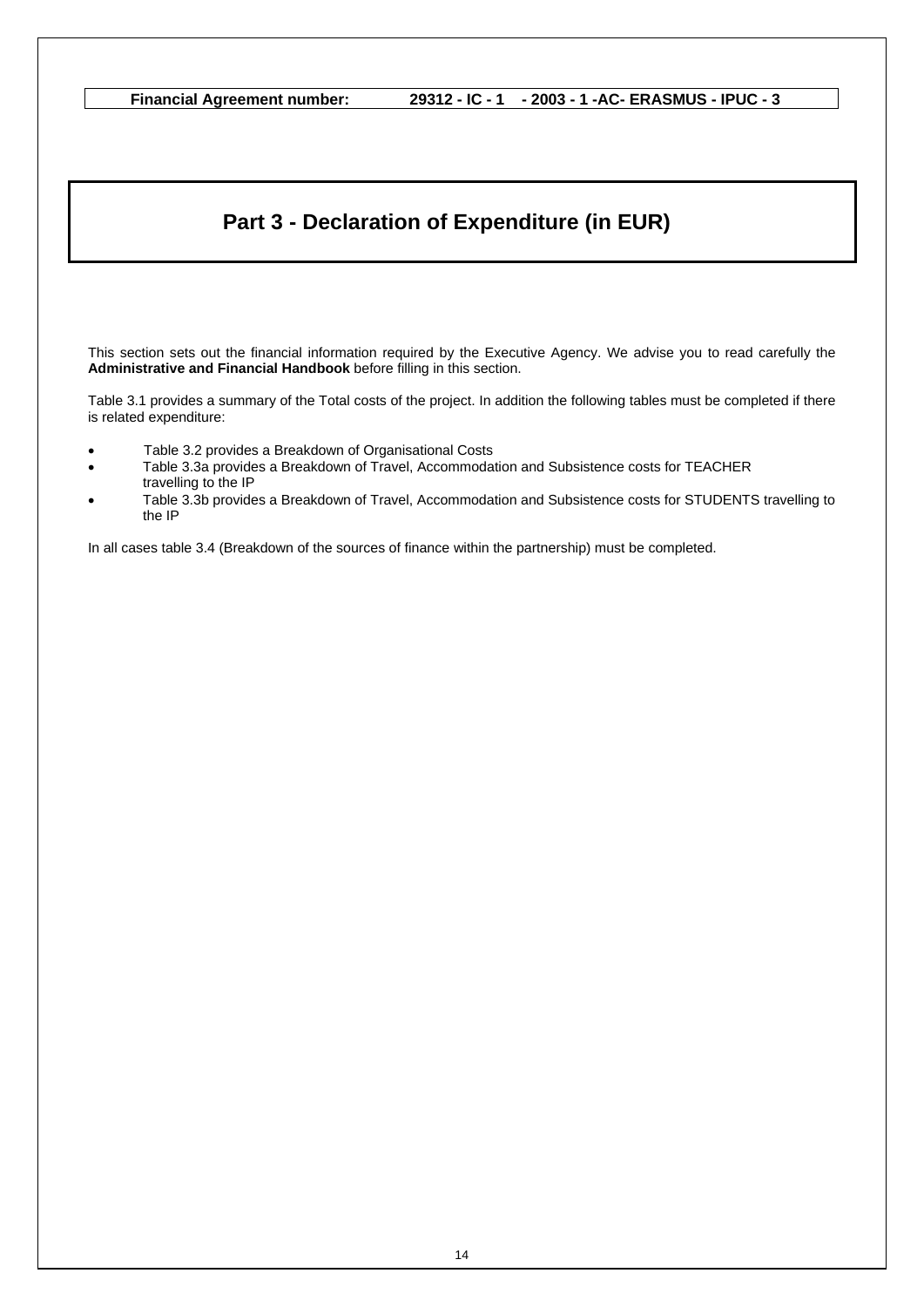**Financial Agreement number: 29312 - IC - 1 - 2003 - 1 -AC- ERASMUS - IPUC - 3**

# Part 3 - Declaration of Expenditure (in EUR)

This section sets out the financial information required by the Executive Agency. We advise you to read carefully the **Administrative and Financial Handbook** before filling in this section.

Table 3.1 provides a summary of the Total costs of the project. In addition the following tables must be completed if there is related expenditure:

- Table 3.2 provides a Breakdown of Organisational Costs
- Table 3.3a provides a Breakdown of Travel, Accommodation and Subsistence costs for TEACHER travelling to the IP
- Table 3.3b provides a Breakdown of Travel, Accommodation and Subsistence costs for STUDENTS travelling to the IP

In all cases table 3.4 (Breakdown of the sources of finance within the partnership) must be completed.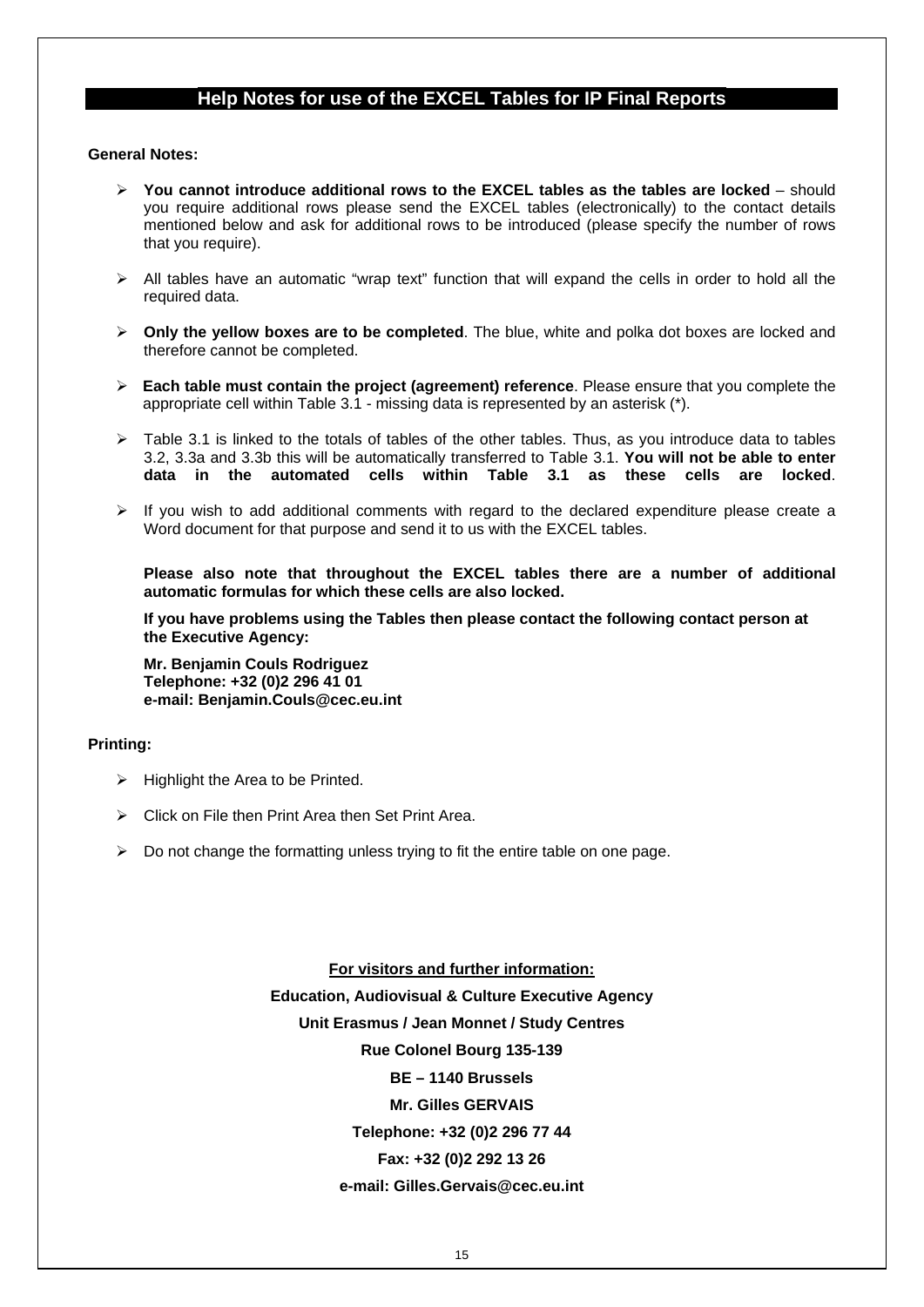## Help Notes for use of the EXCEL Tables for IP Final Reports

**General Notes:**

- **You cannot introduce additional rows to the EXCEL tables as the tables are locked** – should you require additional rows please send the EXCEL tables (electronically) to the contact details mentioned below and ask for additional rows to be introduced (please specify the number of rows that you require).
- All tables have an automatic "wrap text" function that will expand the cells in order to hold all the required data.
- **Only the yellow boxes are to be completed**. The blue, white and polka dot boxes are locked and therefore cannot be completed.
- **Each table must contain the project (agreement) reference**. Please ensure that you complete the appropriate cell within Table 3.1 - missing data is represented by an asterisk (*).
- Table 3.1 is linked to the totals of tables of the other tables. Thus, as you introduce data to tables 3.2, 3.3a and 3.3b this will be automatically transferred to Table 3.1. **You will not be able to enter data in the automated cells within Table 3.1 as these cells are locked**.
- If you wish to add additional comments with regard to the declared expenditure please create a Word document for that purpose and send it to us with the EXCEL tables.

**Please also note that throughout the EXCEL tables there are a number of additional automatic formulas for which these cells are also locked.**

**If you have problems using the Tables then please contact the following contact person at the Executive Agency:**

**Mr. Benjamin Couls Rodriguez**
**Telephone: +32 (0)2 296 41 01**
**e-mail: Benjamin.Couls@cec.eu.int**

**Printing:**

- Highlight the Area to be Printed.
- Click on File then Print Area then Set Print Area.
- Do not change the formatting unless trying to fit the entire table on one page.

**For visitors and further information:**

**Education, Audiovisual & Culture Executive Agency**
**Unit Erasmus / Jean Monnet / Study Centres**
**Rue Colonel Bourg 135-139**
**BE – 1140 Brussels**
**Mr. Gilles GERVAIS**
**Telephone: +32 (0)2 296 77 44**
**Fax: +32 (0)2 292 13 26**
**e-mail: Gilles.Gervais@cec.eu.int**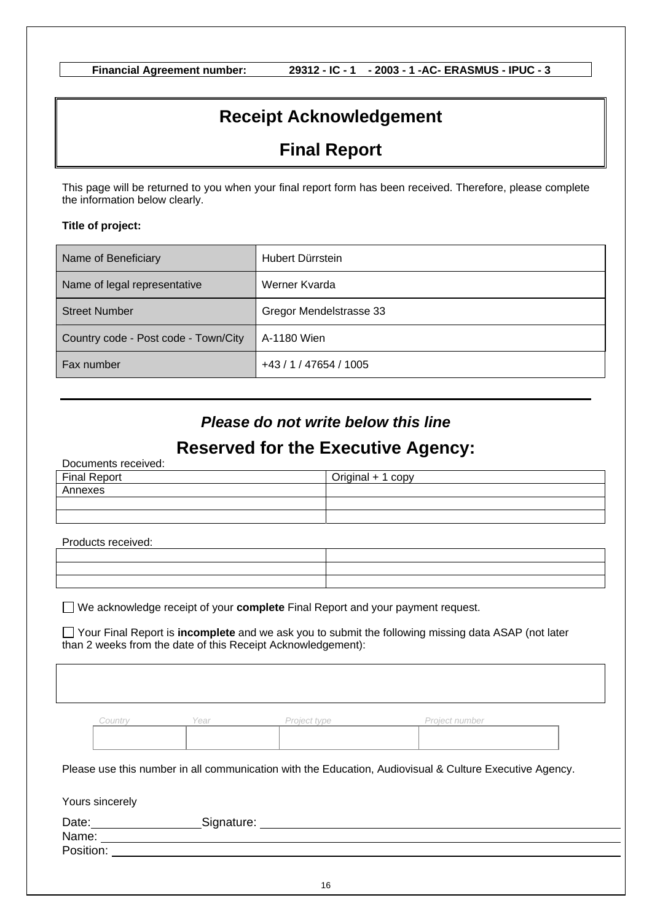| Financial Agreement number: | 29312 - IC - 1 - 2003 - 1 -AC- ERASMUS - IPUC - 3 |
|---|---|

# Receipt Acknowledgement

# Final Report

This page will be returned to you when your final report form has been received. Therefore, please complete the information below clearly.

**Title of project:**

| | |
|---|---|
| Name of Beneficiary | Hubert Dürrstein |
| Name of legal representative | Werner Kvarda |
| Street Number | Gregor Mendelstrasse 33 |
| Country code - Post code - Town/City | A-1180 Wien |
| Fax number | +43 / 1 / 47654 / 1005 |

***Please do not write below this line***

## Reserved for the Executive Agency:

Documents received:

| | |
|---|---|
| Final Report | Original + 1 copy |
| Annexes | |
| | |
| | |

Products received:

| | |
|---|---|
| | |
| | |
| | |

☐ We acknowledge receipt of your **complete** Final Report and your payment request.

☐ Your Final Report is **incomplete** and we ask you to submit the following missing data ASAP (not later than 2 weeks from the date of this Receipt Acknowledgement):

| |
|---|
| |

| Country | Year | Project type | Project number |
|---|---|---|---|
| | | | |

Please use this number in all communication with the Education, Audiovisual & Culture Executive Agency.

Yours sincerely

Date:\_\_\_\_\_\_\_\_\_\_\_\_\_\_\_\_ Signature: \_\_\_\_\_\_\_\_\_\_\_\_\_\_\_\_\_\_\_\_\_\_\_\_\_\_\_\_\_\_\_\_

Name: \_\_\_\_\_\_\_\_\_\_\_\_\_\_\_\_\_\_\_\_\_\_\_\_\_\_\_\_\_\_\_\_\_\_\_\_\_\_\_\_\_\_\_\_\_\_\_\_\_\_

Position: \_\_\_\_\_\_\_\_\_\_\_\_\_\_\_\_\_\_\_\_\_\_\_\_\_\_\_\_\_\_\_\_\_\_\_\_\_\_\_\_\_\_\_\_\_\_\_\_